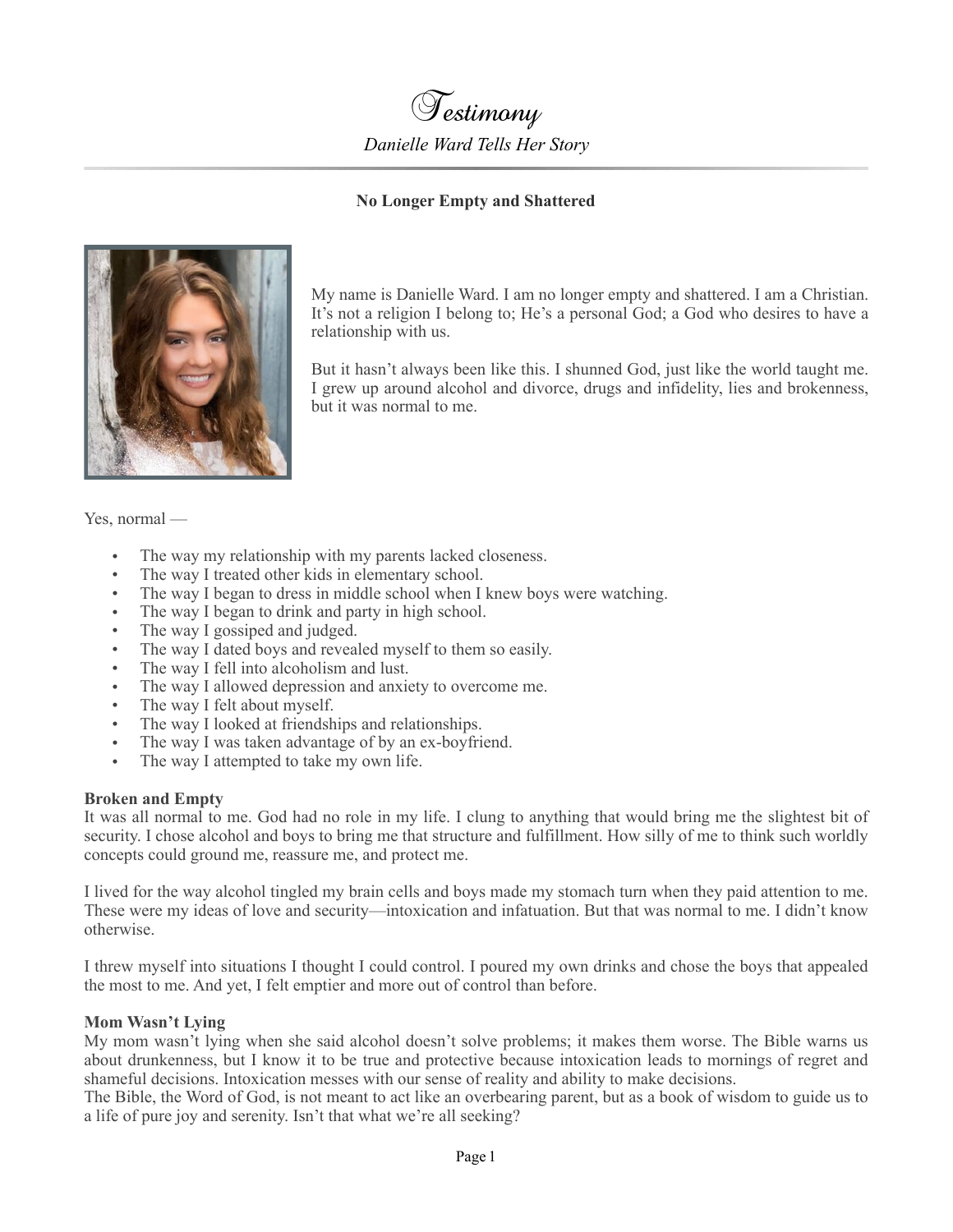# Testimony

*Danielle Ward Tells Her Story*

---

**No Longer Empty and Shattered**

My name is Danielle Ward. I am no longer empty and shattered. I am a Christian. It's not a religion I belong to; He's a personal God; a God who desires to have a relationship with us.

But it hasn't always been like this. I shunned God, just like the world taught me. I grew up around alcohol and divorce, drugs and infidelity, lies and brokenness, but it was normal to me.

Yes, normal —

- The way my relationship with my parents lacked closeness.
- The way I treated other kids in elementary school.
- The way I began to dress in middle school when I knew boys were watching.
- The way I began to drink and party in high school.
- The way I gossiped and judged.
- The way I dated boys and revealed myself to them so easily.
- The way I fell into alcoholism and lust.
- The way I allowed depression and anxiety to overcome me.
- The way I felt about myself.
- The way I looked at friendships and relationships.
- The way I was taken advantage of by an ex-boyfriend.
- The way I attempted to take my own life.

**Broken and Empty**

It was all normal to me. God had no role in my life. I clung to anything that would bring me the slightest bit of security. I chose alcohol and boys to bring me that structure and fulfillment. How silly of me to think such worldly concepts could ground me, reassure me, and protect me.

I lived for the way alcohol tingled my brain cells and boys made my stomach turn when they paid attention to me. These were my ideas of love and security—intoxication and infatuation. But that was normal to me. I didn't know otherwise.

I threw myself into situations I thought I could control. I poured my own drinks and chose the boys that appealed the most to me. And yet, I felt emptier and more out of control than before.

**Mom Wasn't Lying**

My mom wasn't lying when she said alcohol doesn't solve problems; it makes them worse. The Bible warns us about drunkenness, but I know it to be true and protective because intoxication leads to mornings of regret and shameful decisions. Intoxication messes with our sense of reality and ability to make decisions.

The Bible, the Word of God, is not meant to act like an overbearing parent, but as a book of wisdom to guide us to a life of pure joy and serenity. Isn't that what we're all seeking?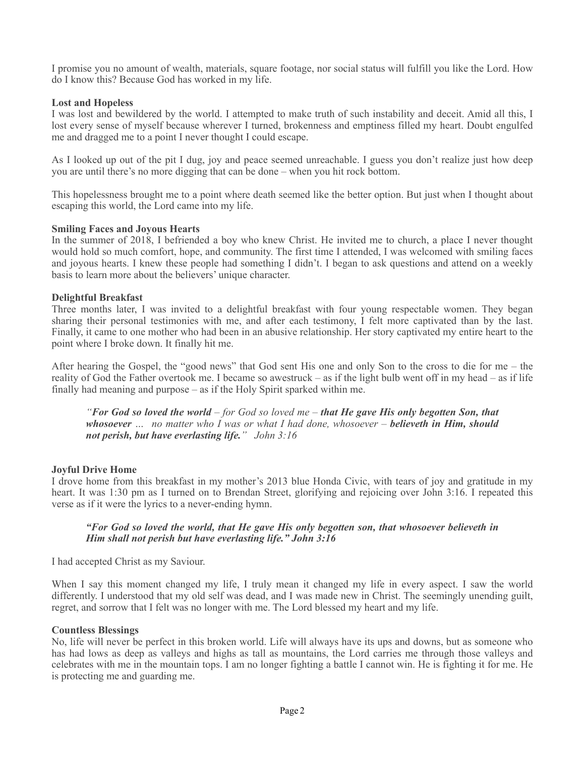I promise you no amount of wealth, materials, square footage, nor social status will fulfill you like the Lord. How do I know this? Because God has worked in my life.

**Lost and Hopeless**

I was lost and bewildered by the world. I attempted to make truth of such instability and deceit. Amid all this, I lost every sense of myself because wherever I turned, brokenness and emptiness filled my heart. Doubt engulfed me and dragged me to a point I never thought I could escape.

As I looked up out of the pit I dug, joy and peace seemed unreachable. I guess you don't realize just how deep you are until there's no more digging that can be done – when you hit rock bottom.

This hopelessness brought me to a point where death seemed like the better option. But just when I thought about escaping this world, the Lord came into my life.

**Smiling Faces and Joyous Hearts**

In the summer of 2018, I befriended a boy who knew Christ. He invited me to church, a place I never thought would hold so much comfort, hope, and community. The first time I attended, I was welcomed with smiling faces and joyous hearts. I knew these people had something I didn't. I began to ask questions and attend on a weekly basis to learn more about the believers' unique character.

**Delightful Breakfast**

Three months later, I was invited to a delightful breakfast with four young respectable women. They began sharing their personal testimonies with me, and after each testimony, I felt more captivated than by the last. Finally, it came to one mother who had been in an abusive relationship. Her story captivated my entire heart to the point where I broke down. It finally hit me.

After hearing the Gospel, the "good news" that God sent His one and only Son to the cross to die for me – the reality of God the Father overtook me. I became so awestruck – as if the light bulb went off in my head – as if life finally had meaning and purpose – as if the Holy Spirit sparked within me.

> *"**For God so loved the world** – for God so loved me – **that He gave His only begotten Son, that whosoever** … no matter who I was or what I had done, whosoever – **believeth in Him, should not perish, but have everlasting life.**" John 3:16*

**Joyful Drive Home**

I drove home from this breakfast in my mother's 2013 blue Honda Civic, with tears of joy and gratitude in my heart. It was 1:30 pm as I turned on to Brendan Street, glorifying and rejoicing over John 3:16. I repeated this verse as if it were the lyrics to a never-ending hymn.

> ***"For God so loved the world, that He gave His only begotten son, that whosoever believeth in Him shall not perish but have everlasting life." John 3:16***

I had accepted Christ as my Saviour.

When I say this moment changed my life, I truly mean it changed my life in every aspect. I saw the world differently. I understood that my old self was dead, and I was made new in Christ. The seemingly unending guilt, regret, and sorrow that I felt was no longer with me. The Lord blessed my heart and my life.

**Countless Blessings**

No, life will never be perfect in this broken world. Life will always have its ups and downs, but as someone who has had lows as deep as valleys and highs as tall as mountains, the Lord carries me through those valleys and celebrates with me in the mountain tops. I am no longer fighting a battle I cannot win. He is fighting it for me. He is protecting me and guarding me.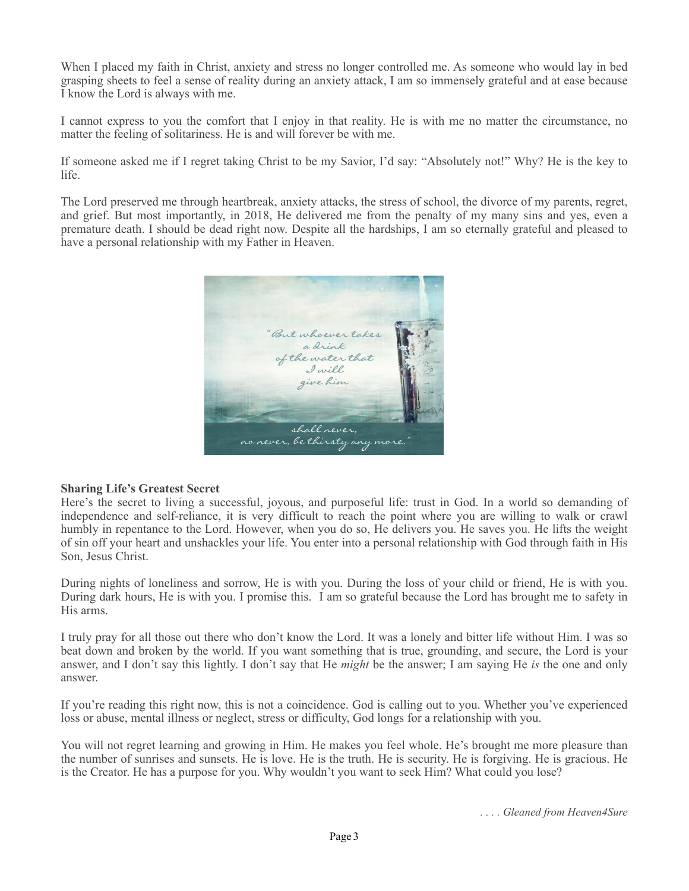When I placed my faith in Christ, anxiety and stress no longer controlled me. As someone who would lay in bed grasping sheets to feel a sense of reality during an anxiety attack, I am so immensely grateful and at ease because I know the Lord is always with me.

I cannot express to you the comfort that I enjoy in that reality. He is with me no matter the circumstance, no matter the feeling of solitariness. He is and will forever be with me.

If someone asked me if I regret taking Christ to be my Savior, I'd say: "Absolutely not!" Why? He is the key to life.

The Lord preserved me through heartbreak, anxiety attacks, the stress of school, the divorce of my parents, regret, and grief. But most importantly, in 2018, He delivered me from the penalty of my many sins and yes, even a premature death. I should be dead right now. Despite all the hardships, I am so eternally grateful and pleased to have a personal relationship with my Father in Heaven.

"But whoever takes a drink of the water that I will give him shall never, no never, be thirsty any more."

**Sharing Life's Greatest Secret**

Here's the secret to living a successful, joyous, and purposeful life: trust in God. In a world so demanding of independence and self-reliance, it is very difficult to reach the point where you are willing to walk or crawl humbly in repentance to the Lord. However, when you do so, He delivers you. He saves you. He lifts the weight of sin off your heart and unshackles your life. You enter into a personal relationship with God through faith in His Son, Jesus Christ.

During nights of loneliness and sorrow, He is with you. During the loss of your child or friend, He is with you. During dark hours, He is with you. I promise this. I am so grateful because the Lord has brought me to safety in His arms.

I truly pray for all those out there who don't know the Lord. It was a lonely and bitter life without Him. I was so beat down and broken by the world. If you want something that is true, grounding, and secure, the Lord is your answer, and I don't say this lightly. I don't say that He *might* be the answer; I am saying He *is* the one and only answer.

If you're reading this right now, this is not a coincidence. God is calling out to you. Whether you've experienced loss or abuse, mental illness or neglect, stress or difficulty, God longs for a relationship with you.

You will not regret learning and growing in Him. He makes you feel whole. He's brought me more pleasure than the number of sunrises and sunsets. He is love. He is the truth. He is security. He is forgiving. He is gracious. He is the Creator. He has a purpose for you. Why wouldn't you want to seek Him? What could you lose?

*. . . . Gleaned from Heaven4Sure*